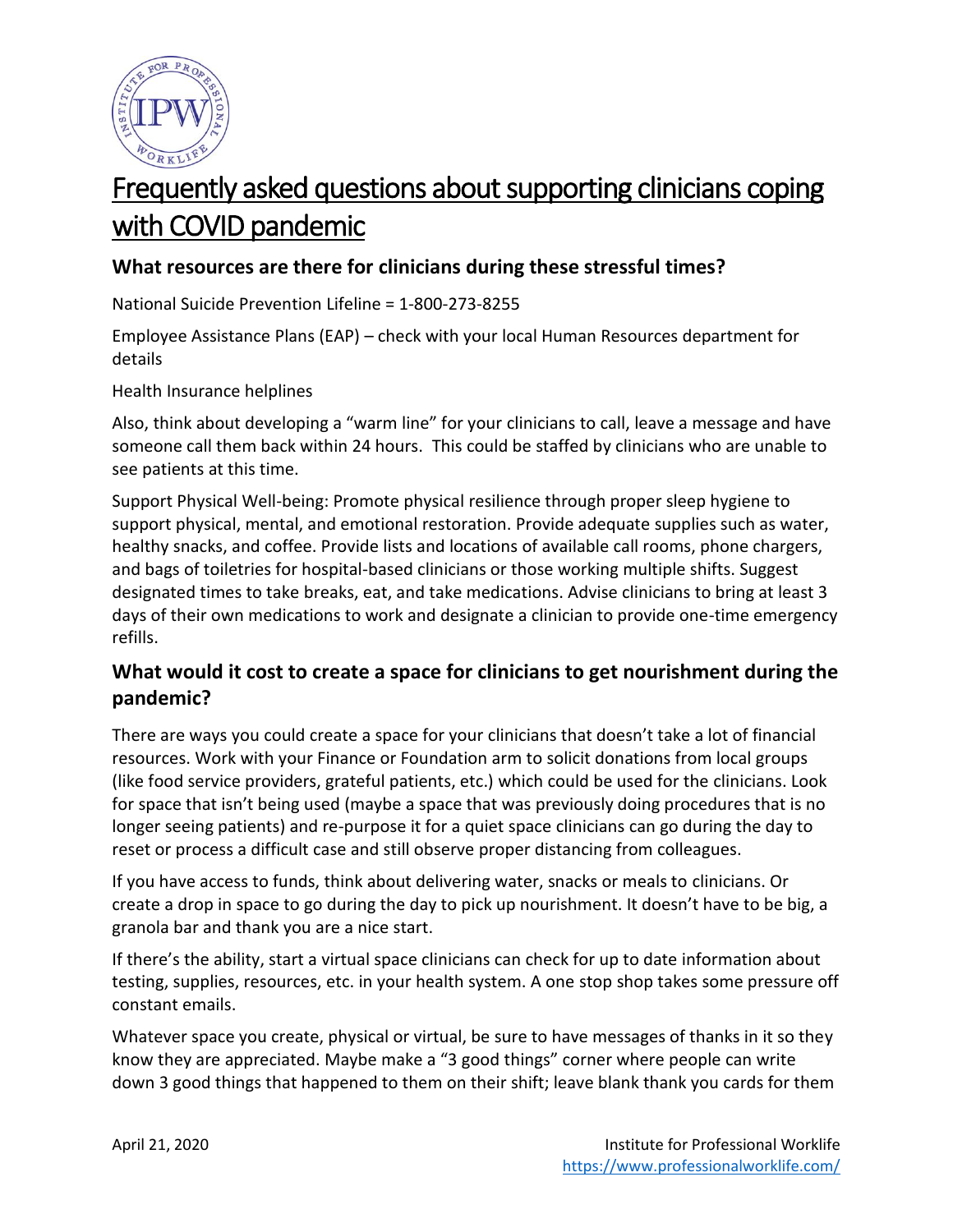# Frequently asked questions about supporting clinicians coping with COVID pandemic

### What resources are there for clinicians during these stressful times?

National Suicide Prevention Lifeline = 1-800-273-8255

Employee Assistance Plans (EAP) – check with your local Human Resources department for details

Health Insurance helplines

Also, think about developing a "warm line" for your clinicians to call, leave a message and have someone call them back within 24 hours. This could be staffed by clinicians who are unable to see patients at this time.

Support Physical Well-being: Promote physical resilience through proper sleep hygiene to support physical, mental, and emotional restoration. Provide adequate supplies such as water, healthy snacks, and coffee. Provide lists and locations of available call rooms, phone chargers, and bags of toiletries for hospital-based clinicians or those working multiple shifts. Suggest designated times to take breaks, eat, and take medications. Advise clinicians to bring at least 3 days of their own medications to work and designate a clinician to provide one-time emergency refills.

### What would it cost to create a space for clinicians to get nourishment during the pandemic?

There are ways you could create a space for your clinicians that doesn't take a lot of financial resources. Work with your Finance or Foundation arm to solicit donations from local groups (like food service providers, grateful patients, etc.) which could be used for the clinicians. Look for space that isn't being used (maybe a space that was previously doing procedures that is no longer seeing patients) and re-purpose it for a quiet space clinicians can go during the day to reset or process a difficult case and still observe proper distancing from colleagues.

If you have access to funds, think about delivering water, snacks or meals to clinicians. Or create a drop in space to go during the day to pick up nourishment. It doesn't have to be big, a granola bar and thank you are a nice start.

If there's the ability, start a virtual space clinicians can check for up to date information about testing, supplies, resources, etc. in your health system. A one stop shop takes some pressure off constant emails.

Whatever space you create, physical or virtual, be sure to have messages of thanks in it so they know they are appreciated. Maybe make a "3 good things" corner where people can write down 3 good things that happened to them on their shift; leave blank thank you cards for them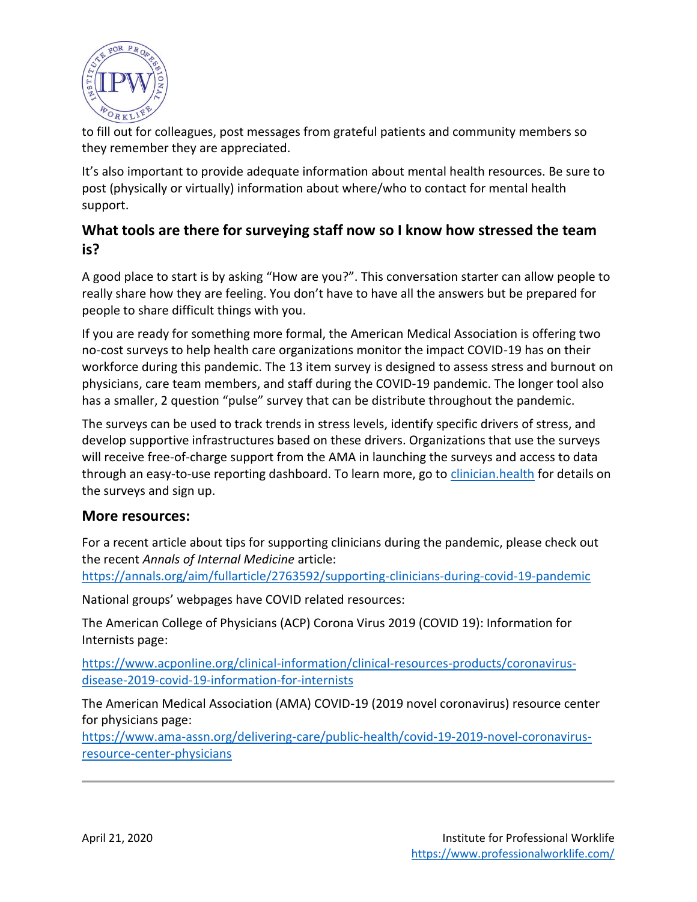to fill out for colleagues, post messages from grateful patients and community members so they remember they are appreciated.

It's also important to provide adequate information about mental health resources. Be sure to post (physically or virtually) information about where/who to contact for mental health support.

### What tools are there for surveying staff now so I know how stressed the team is?

A good place to start is by asking "How are you?". This conversation starter can allow people to really share how they are feeling. You don't have to have all the answers but be prepared for people to share difficult things with you.

If you are ready for something more formal, the American Medical Association is offering two no-cost surveys to help health care organizations monitor the impact COVID-19 has on their workforce during this pandemic. The 13 item survey is designed to assess stress and burnout on physicians, care team members, and staff during the COVID-19 pandemic. The longer tool also has a smaller, 2 question "pulse" survey that can be distribute throughout the pandemic.

The surveys can be used to track trends in stress levels, identify specific drivers of stress, and develop supportive infrastructures based on these drivers. Organizations that use the surveys will receive free-of-charge support from the AMA in launching the surveys and access to data through an easy-to-use reporting dashboard. To learn more, go to [clinician.health](clinician.health) for details on the surveys and sign up.

### More resources:

For a recent article about tips for supporting clinicians during the pandemic, please check out the recent *Annals of Internal Medicine* article: https://annals.org/aim/fullarticle/2763592/supporting-clinicians-during-covid-19-pandemic

National groups' webpages have COVID related resources:

The American College of Physicians (ACP) Corona Virus 2019 (COVID 19): Information for Internists page:

https://www.acponline.org/clinical-information/clinical-resources-products/coronavirus-disease-2019-covid-19-information-for-internists

The American Medical Association (AMA) COVID-19 (2019 novel coronavirus) resource center for physicians page: https://www.ama-assn.org/delivering-care/public-health/covid-19-2019-novel-coronavirus-resource-center-physicians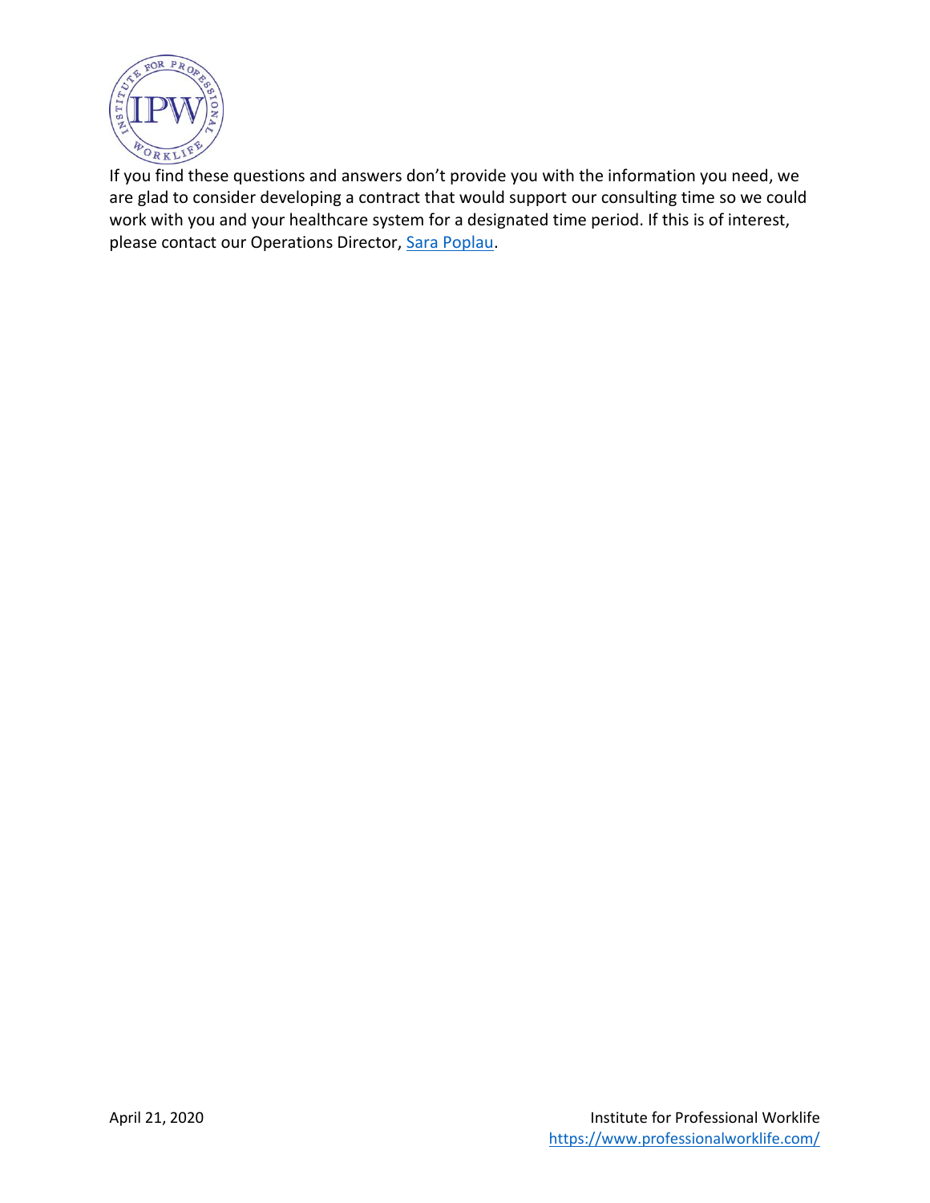If you find these questions and answers don't provide you with the information you need, we are glad to consider developing a contract that would support our consulting time so we could work with you and your healthcare system for a designated time period. If this is of interest, please contact our Operations Director, Sara Poplau.